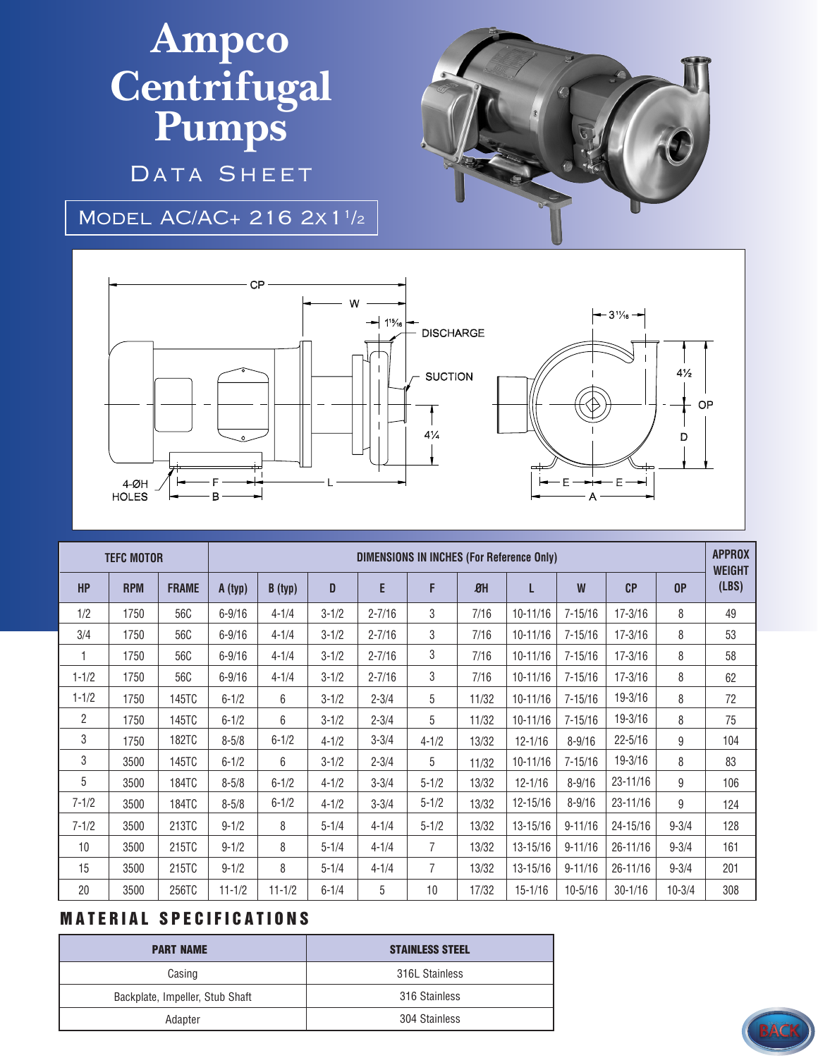# Ampco Centrifugal Pumps

## Data Sheet

## Model AC/AC+ 216 2x1½

CP, W, 1$^{15}/_{16}$, DISCHARGE, SUCTION, 4¼, 3$^{11}/_{16}$, 4½, OP, D, 4-ØH HOLES, F, B, L, E, E, A

| TEFC MOTOR | | | DIMENSIONS IN INCHES (For Reference Only) | | | | | | | | | | APPROX WEIGHT (LBS) |
|---|---|---|---|---|---|---|---|---|---|---|---|---|---|
| HP | RPM | FRAME | A (typ) | B (typ) | D | E | F | ØH | L | W | CP | OP | |
| 1/2 | 1750 | 56C | 6-9/16 | 4-1/4 | 3-1/2 | 2-7/16 | 3 | 7/16 | 10-11/16 | 7-15/16 | 17-3/16 | 8 | 49 |
| 3/4 | 1750 | 56C | 6-9/16 | 4-1/4 | 3-1/2 | 2-7/16 | 3 | 7/16 | 10-11/16 | 7-15/16 | 17-3/16 | 8 | 53 |
| 1 | 1750 | 56C | 6-9/16 | 4-1/4 | 3-1/2 | 2-7/16 | 3 | 7/16 | 10-11/16 | 7-15/16 | 17-3/16 | 8 | 58 |
| 1-1/2 | 1750 | 56C | 6-9/16 | 4-1/4 | 3-1/2 | 2-7/16 | 3 | 7/16 | 10-11/16 | 7-15/16 | 17-3/16 | 8 | 62 |
| 1-1/2 | 1750 | 145TC | 6-1/2 | 6 | 3-1/2 | 2-3/4 | 5 | 11/32 | 10-11/16 | 7-15/16 | 19-3/16 | 8 | 72 |
| 2 | 1750 | 145TC | 6-1/2 | 6 | 3-1/2 | 2-3/4 | 5 | 11/32 | 10-11/16 | 7-15/16 | 19-3/16 | 8 | 75 |
| 3 | 1750 | 182TC | 8-5/8 | 6-1/2 | 4-1/2 | 3-3/4 | 4-1/2 | 13/32 | 12-1/16 | 8-9/16 | 22-5/16 | 9 | 104 |
| 3 | 3500 | 145TC | 6-1/2 | 6 | 3-1/2 | 2-3/4 | 5 | 11/32 | 10-11/16 | 7-15/16 | 19-3/16 | 8 | 83 |
| 5 | 3500 | 184TC | 8-5/8 | 6-1/2 | 4-1/2 | 3-3/4 | 5-1/2 | 13/32 | 12-1/16 | 8-9/16 | 23-11/16 | 9 | 106 |
| 7-1/2 | 3500 | 184TC | 8-5/8 | 6-1/2 | 4-1/2 | 3-3/4 | 5-1/2 | 13/32 | 12-15/16 | 8-9/16 | 23-11/16 | 9 | 124 |
| 7-1/2 | 3500 | 213TC | 9-1/2 | 8 | 5-1/4 | 4-1/4 | 5-1/2 | 13/32 | 13-15/16 | 9-11/16 | 24-15/16 | 9-3/4 | 128 |
| 10 | 3500 | 215TC | 9-1/2 | 8 | 5-1/4 | 4-1/4 | 7 | 13/32 | 13-15/16 | 9-11/16 | 26-11/16 | 9-3/4 | 161 |
| 15 | 3500 | 215TC | 9-1/2 | 8 | 5-1/4 | 4-1/4 | 7 | 13/32 | 13-15/16 | 9-11/16 | 26-11/16 | 9-3/4 | 201 |
| 20 | 3500 | 256TC | 11-1/2 | 11-1/2 | 6-1/4 | 5 | 10 | 17/32 | 15-1/16 | 10-5/16 | 30-1/16 | 10-3/4 | 308 |

## MATERIAL SPECIFICATIONS

| PART NAME | STAINLESS STEEL |
|---|---|
| Casing | 316L Stainless |
| Backplate, Impeller, Stub Shaft | 316 Stainless |
| Adapter | 304 Stainless |

BACK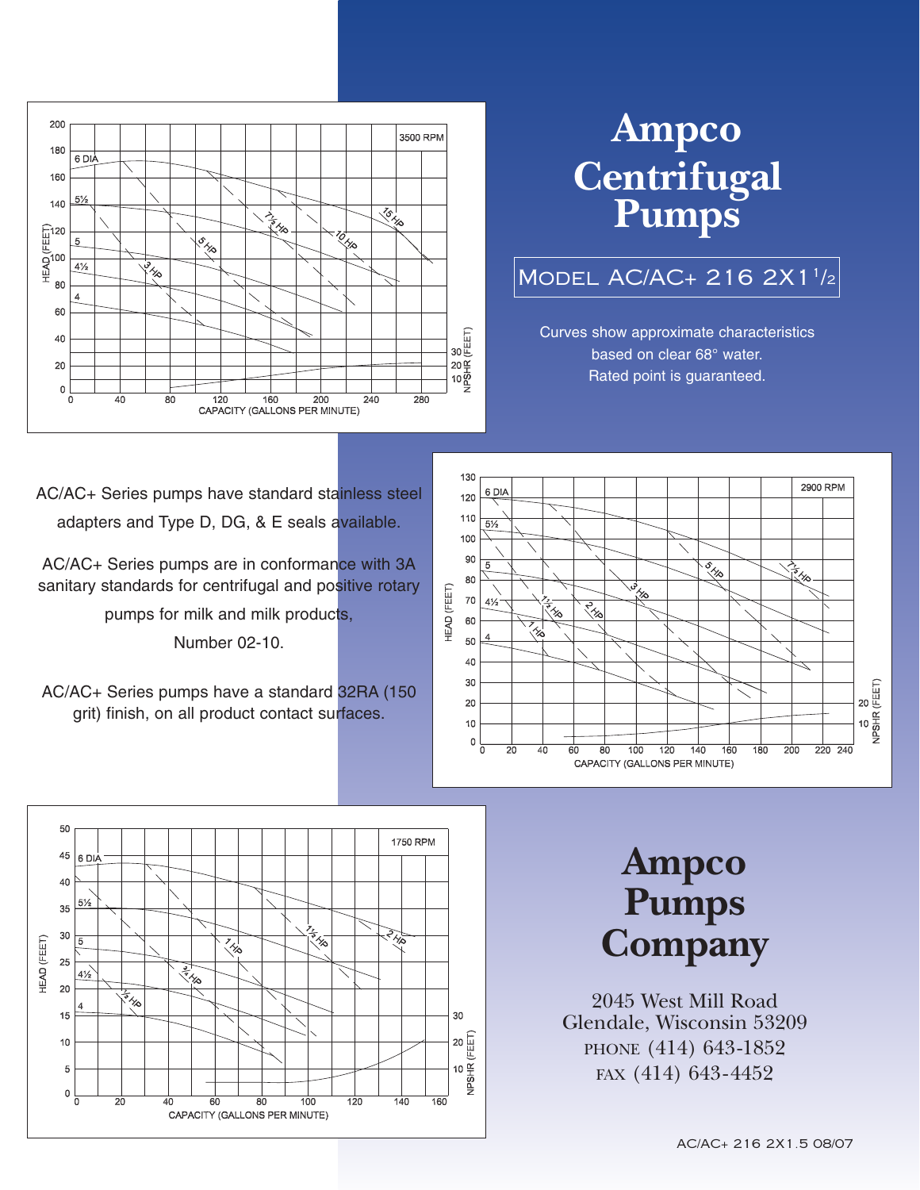200
180
160
140
120
100
80
60
40
20
0
HEAD (FEET)
3500 RPM
6 DIA
5½
5
4½
4
3 HP
5 HP
7½ HP
10 HP
15 HP
30
20
10
NPSHR (FEET)
0 40 80 120 160 200 240 280
CAPACITY (GALLONS PER MINUTE)

# Ampco Centrifugal Pumps

## Model AC/AC+ 216 2X1½

Curves show approximate characteristics
based on clear 68° water.
Rated point is guaranteed.

AC/AC+ Series pumps have standard stainless steel adapters and Type D, DG, & E seals available.

AC/AC+ Series pumps are in conformance with 3A sanitary standards for centrifugal and positive rotary pumps for milk and milk products, Number 02-10.

AC/AC+ Series pumps have a standard 32RA (150 grit) finish, on all product contact surfaces.

130
120
110
100
90
80
70
60
50
40
30
20
10
0
HEAD (FEET)
2900 RPM
6 DIA
5½
5
4½
4
1 HP
1½ HP
2 HP
3 HP
5 HP
7½ HP
20
10
NPSHR (FEET)
0 20 40 60 80 100 120 140 160 180 200 220 240
CAPACITY (GALLONS PER MINUTE)

50
45
40
35
30
25
20
15
10
5
0
HEAD (FEET)
1750 RPM
6 DIA
5½
5
4½
4
½ HP
¾ HP
1 HP
1½ HP
2 HP
30
20
10
NPSHR (FEET)
0 20 40 60 80 100 120 140 160
CAPACITY (GALLONS PER MINUTE)

# Ampco Pumps Company

2045 West Mill Road
Glendale, Wisconsin 53209
PHONE (414) 643-1852
FAX (414) 643-4452

AC/AC+ 216 2X1.5 08/07